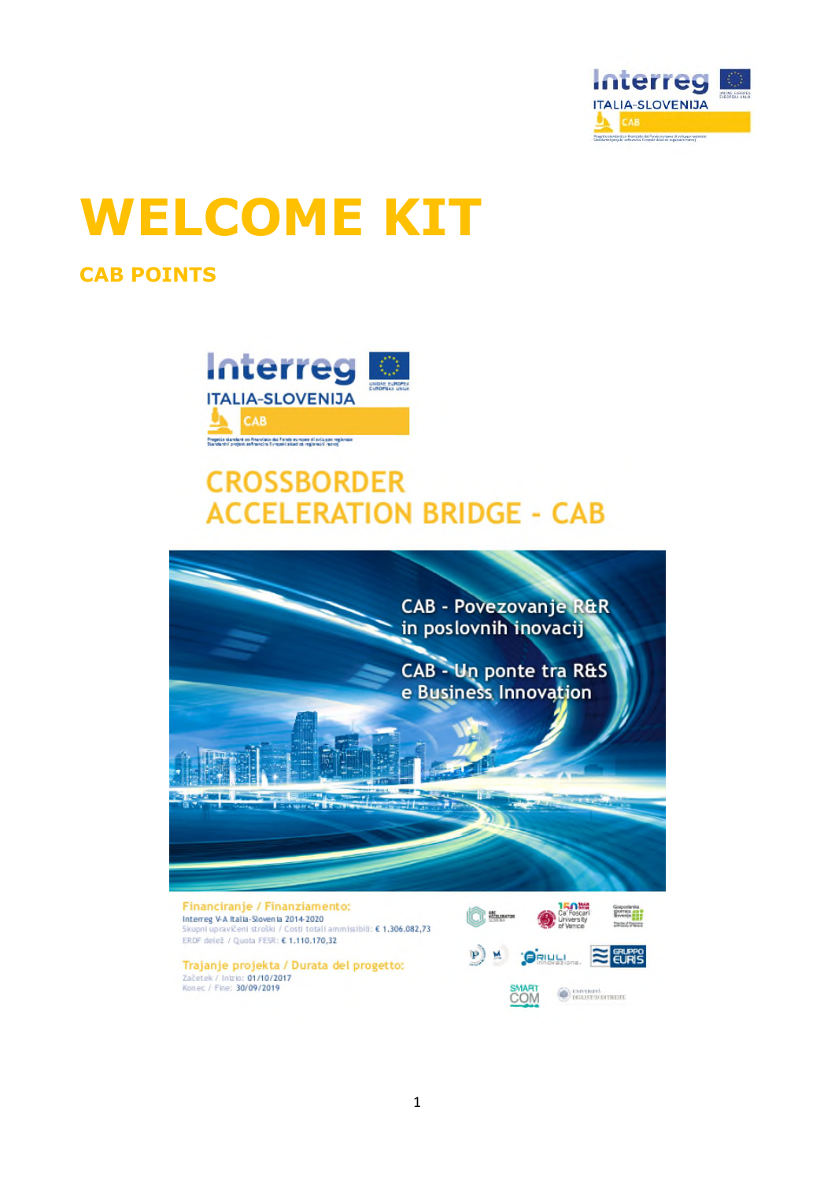# WELCOME KIT

## CAB POINTS

CROSSBORDER ACCELERATION BRIDGE - CAB

CAB - Povezovanje R&R in poslovnih inovacij

CAB - Un ponte tra R&S e Business Innovation

**Financiranje / Finanziamento:**
Interreg V-A Italia-Slovenia 2014-2020
Skupni upravičeni stroški / Costi totali ammissibili: € 1.306.082,73
ERDF delež / Quota FESR: € 1.110.170,32

**Trajanje projekta / Durata del progetto:**
Začetek / Inizio: 01/10/2017
Konec / Fine: 30/09/2019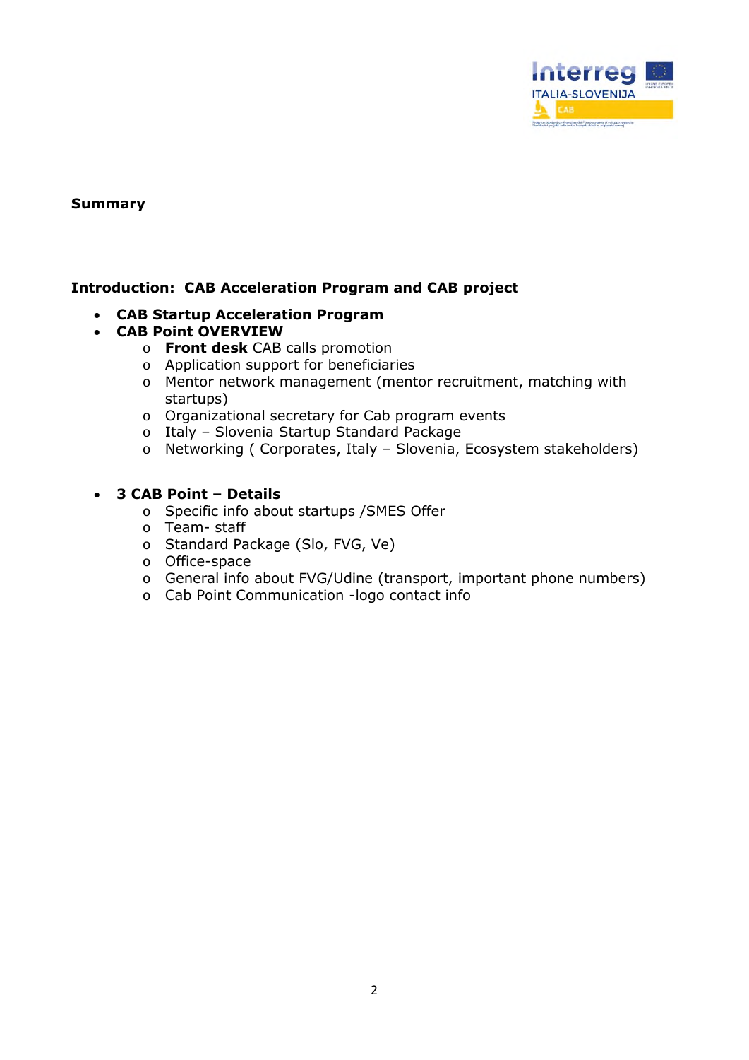**Summary**

**Introduction: CAB Acceleration Program and CAB project**

- **CAB Startup Acceleration Program**
- **CAB Point OVERVIEW**
  - **Front desk** CAB calls promotion
  - Application support for beneficiaries
  - Mentor network management (mentor recruitment, matching with startups)
  - Organizational secretary for Cab program events
  - Italy – Slovenia Startup Standard Package
  - Networking ( Corporates, Italy – Slovenia, Ecosystem stakeholders)

- **3 CAB Point – Details**
  - Specific info about startups /SMES Offer
  - Team- staff
  - Standard Package (Slo, FVG, Ve)
  - Office-space
  - General info about FVG/Udine (transport, important phone numbers)
  - Cab Point Communication -logo contact info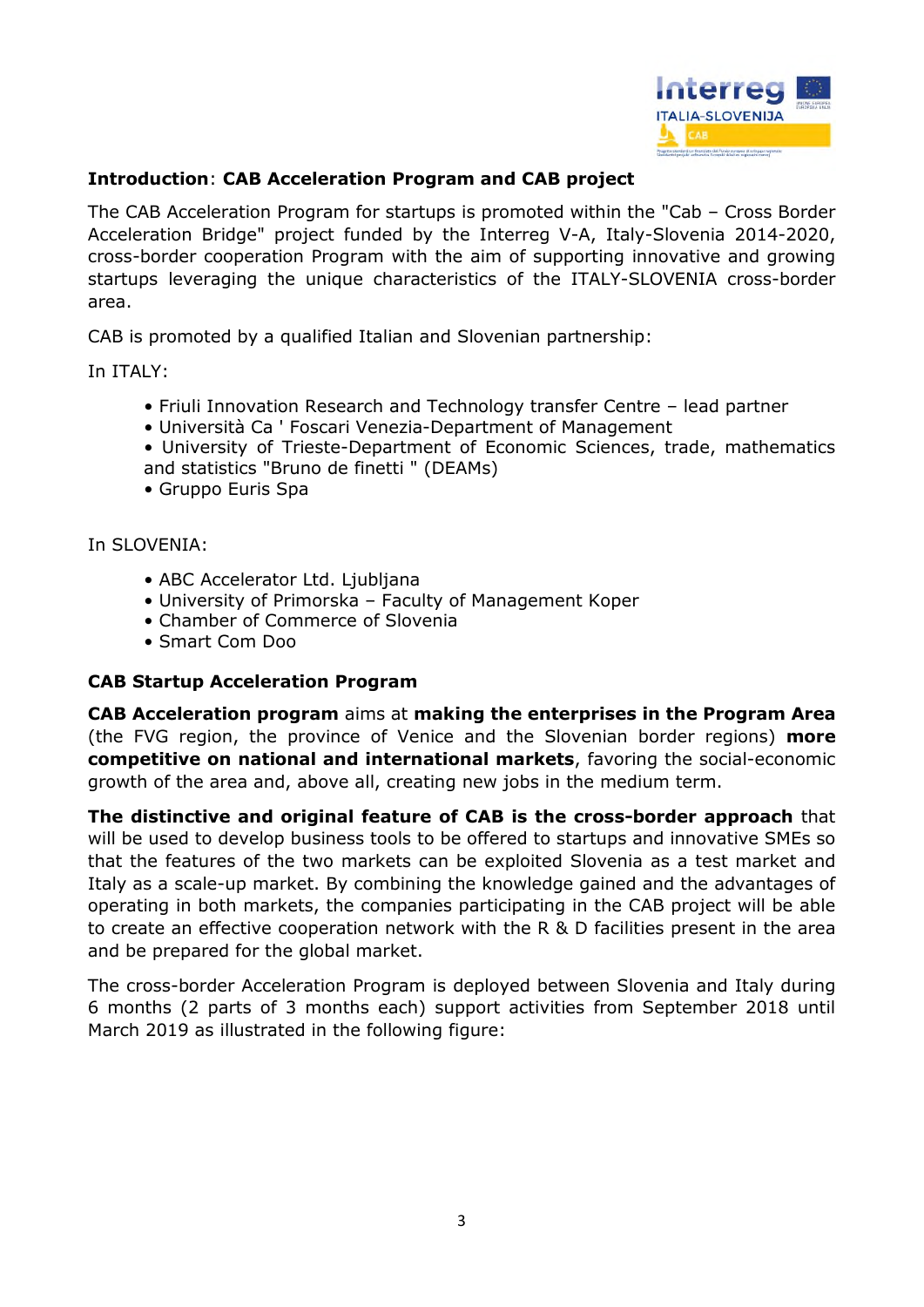**Introduction**: **CAB Acceleration Program and CAB project**

The CAB Acceleration Program for startups is promoted within the "Cab – Cross Border Acceleration Bridge" project funded by the Interreg V-A, Italy-Slovenia 2014-2020, cross-border cooperation Program with the aim of supporting innovative and growing startups leveraging the unique characteristics of the ITALY-SLOVENIA cross-border area.

CAB is promoted by a qualified Italian and Slovenian partnership:

In ITALY:

- Friuli Innovation Research and Technology transfer Centre – lead partner
- Università Ca ' Foscari Venezia-Department of Management
- University of Trieste-Department of Economic Sciences, trade, mathematics and statistics "Bruno de finetti " (DEAMs)
- Gruppo Euris Spa

In SLOVENIA:

- ABC Accelerator Ltd. Ljubljana
- University of Primorska – Faculty of Management Koper
- Chamber of Commerce of Slovenia
- Smart Com Doo

**CAB Startup Acceleration Program**

**CAB Acceleration program** aims at **making the enterprises in the Program Area** (the FVG region, the province of Venice and the Slovenian border regions) **more competitive on national and international markets**, favoring the social-economic growth of the area and, above all, creating new jobs in the medium term.

**The distinctive and original feature of CAB is the cross-border approach** that will be used to develop business tools to be offered to startups and innovative SMEs so that the features of the two markets can be exploited Slovenia as a test market and Italy as a scale-up market. By combining the knowledge gained and the advantages of operating in both markets, the companies participating in the CAB project will be able to create an effective cooperation network with the R & D facilities present in the area and be prepared for the global market.

The cross-border Acceleration Program is deployed between Slovenia and Italy during 6 months (2 parts of 3 months each) support activities from September 2018 until March 2019 as illustrated in the following figure: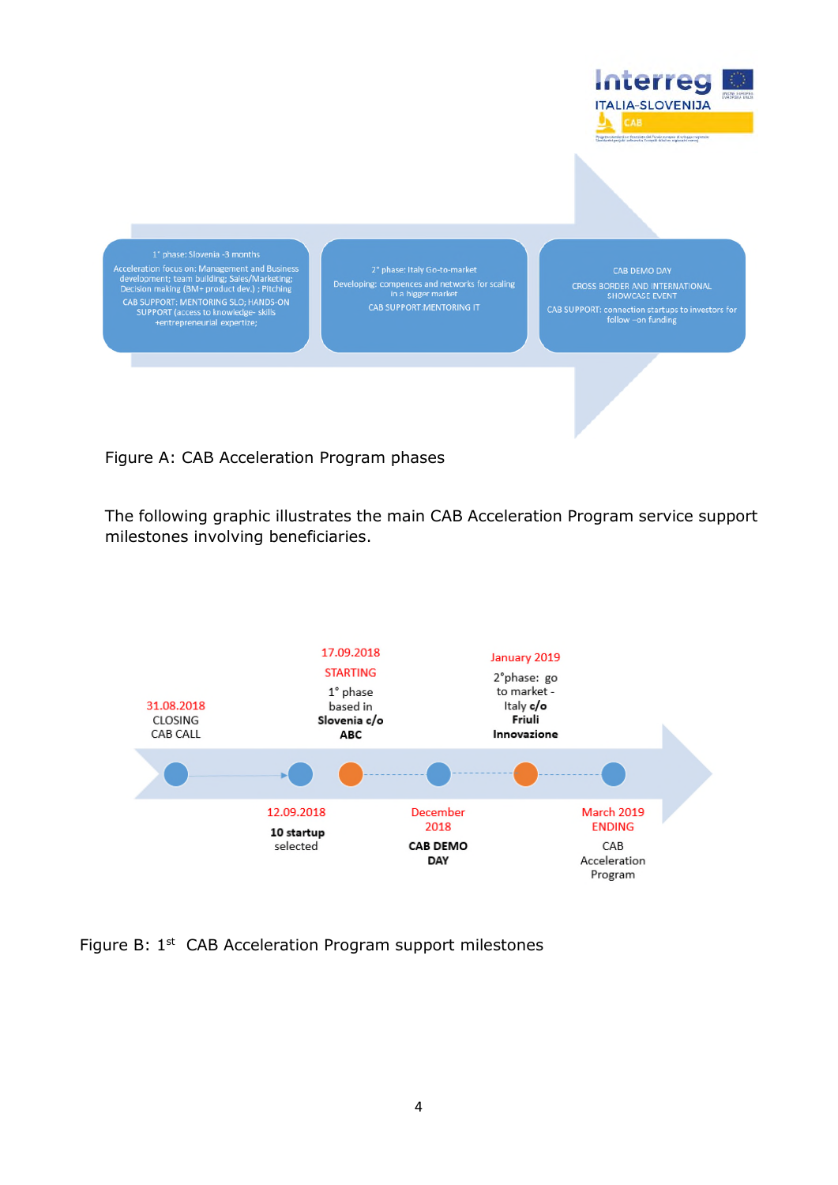1° phase: Slovenia -3 months

Acceleration focus on: Management and Business development; team building; Sales/Marketing; Decision making (BM+ product dev.) ; Pitching

CAB SUPPORT: MENTORING SLO; HANDS-ON SUPPORT (access to knowledge- skills +entrepreneurial expertize;

2° phase: Italy Go-to-market

Developing: compences and networks for scaling in a bigger market

CAB SUPPORT:MENTORING IT

CAB DEMO DAY

CROSS BORDER AND INTERNATIONAL SHOWCASE EVENT

CAB SUPPORT: connection startups to investors for follow –on funding

Figure A: CAB Acceleration Program phases

The following graphic illustrates the main CAB Acceleration Program service support milestones involving beneficiaries.

31.08.2018 CLOSING CAB CALL

12.09.2018 **10 startup** selected

17.09.2018 STARTING 1° phase based in **Slovenia c/o ABC**

December 2018 **CAB DEMO DAY**

January 2019 2°phase: go to market - Italy **c/o Friuli Innovazione**

March 2019 ENDING CAB Acceleration Program

Figure B: 1st CAB Acceleration Program support milestones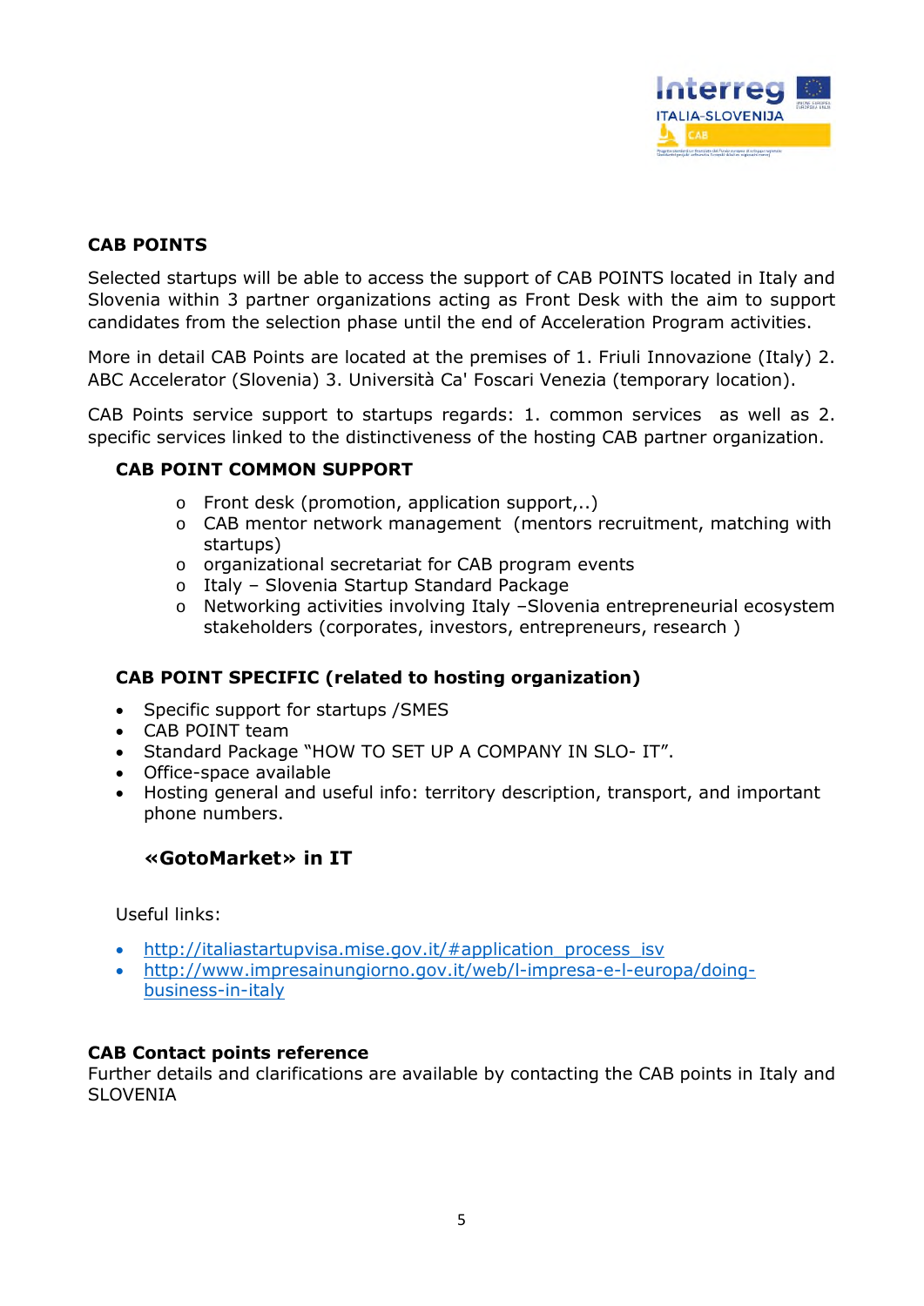## CAB POINTS

Selected startups will be able to access the support of CAB POINTS located in Italy and Slovenia within 3 partner organizations acting as Front Desk with the aim to support candidates from the selection phase until the end of Acceleration Program activities.

More in detail CAB Points are located at the premises of 1. Friuli Innovazione (Italy) 2. ABC Accelerator (Slovenia) 3. Università Ca' Foscari Venezia (temporary location).

CAB Points service support to startups regards: 1. common services as well as 2. specific services linked to the distinctiveness of the hosting CAB partner organization.

### CAB POINT COMMON SUPPORT

- Front desk (promotion, application support,..)
- CAB mentor network management (mentors recruitment, matching with startups)
- organizational secretariat for CAB program events
- Italy – Slovenia Startup Standard Package
- Networking activities involving Italy –Slovenia entrepreneurial ecosystem stakeholders (corporates, investors, entrepreneurs, research )

### CAB POINT SPECIFIC (related to hosting organization)

- Specific support for startups /SMES
- CAB POINT team
- Standard Package "HOW TO SET UP A COMPANY IN SLO- IT".
- Office-space available
- Hosting general and useful info: territory description, transport, and important phone numbers.

#### «GotoMarket» in IT

Useful links:

- http://italiastartupvisa.mise.gov.it/#application_process_isv
- http://www.impresainungiorno.gov.it/web/l-impresa-e-l-europa/doing-business-in-italy

**CAB Contact points reference**
Further details and clarifications are available by contacting the CAB points in Italy and SLOVENIA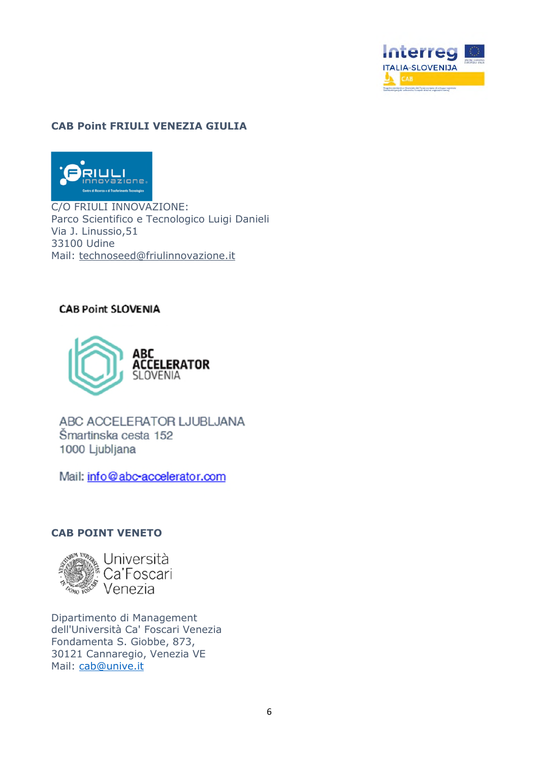**CAB Point FRIULI VENEZIA GIULIA**

C/O FRIULI INNOVAZIONE:
Parco Scientifico e Tecnologico Luigi Danieli
Via J. Linussio,51
33100 Udine
Mail: technoseed@friulinnovazione.it

**CAB Point SLOVENIA**

ABC ACCELERATOR LJUBLJANA
Šmartinska cesta 152
1000 Ljubljana

Mail: info@abc-accelerator.com

**CAB POINT VENETO**

Dipartimento di Management
dell'Università Ca' Foscari Venezia
Fondamenta S. Giobbe, 873,
30121 Cannaregio, Venezia VE
Mail: cab@unive.it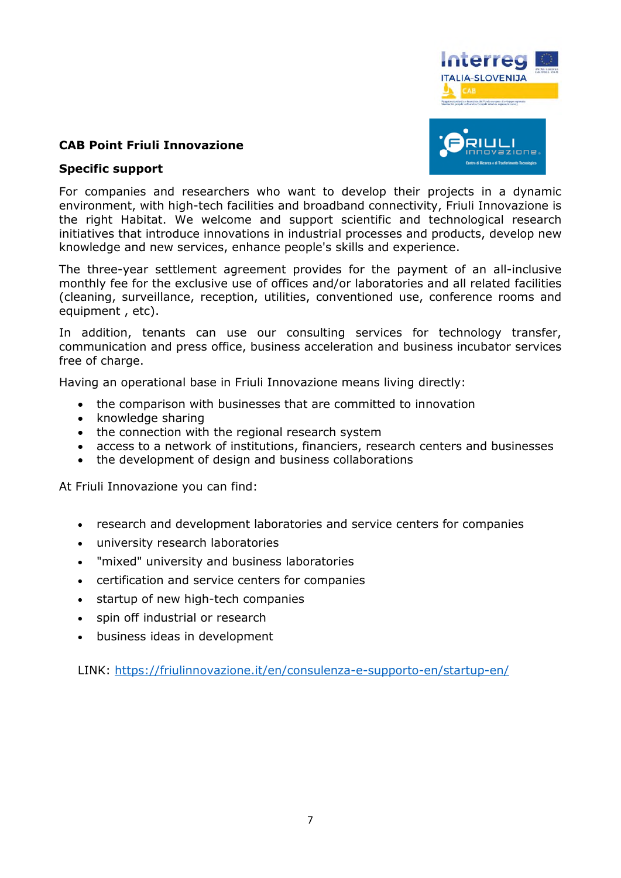**CAB Point Friuli Innovazione**

**Specific support**

For companies and researchers who want to develop their projects in a dynamic environment, with high-tech facilities and broadband connectivity, Friuli Innovazione is the right Habitat. We welcome and support scientific and technological research initiatives that introduce innovations in industrial processes and products, develop new knowledge and new services, enhance people's skills and experience.

The three-year settlement agreement provides for the payment of an all-inclusive monthly fee for the exclusive use of offices and/or laboratories and all related facilities (cleaning, surveillance, reception, utilities, conventioned use, conference rooms and equipment , etc).

In addition, tenants can use our consulting services for technology transfer, communication and press office, business acceleration and business incubator services free of charge.

Having an operational base in Friuli Innovazione means living directly:

- the comparison with businesses that are committed to innovation
- knowledge sharing
- the connection with the regional research system
- access to a network of institutions, financiers, research centers and businesses
- the development of design and business collaborations

At Friuli Innovazione you can find:

- research and development laboratories and service centers for companies
- university research laboratories
- "mixed" university and business laboratories
- certification and service centers for companies
- startup of new high-tech companies
- spin off industrial or research
- business ideas in development

LINK: https://friulinnovazione.it/en/consulenza-e-supporto-en/startup-en/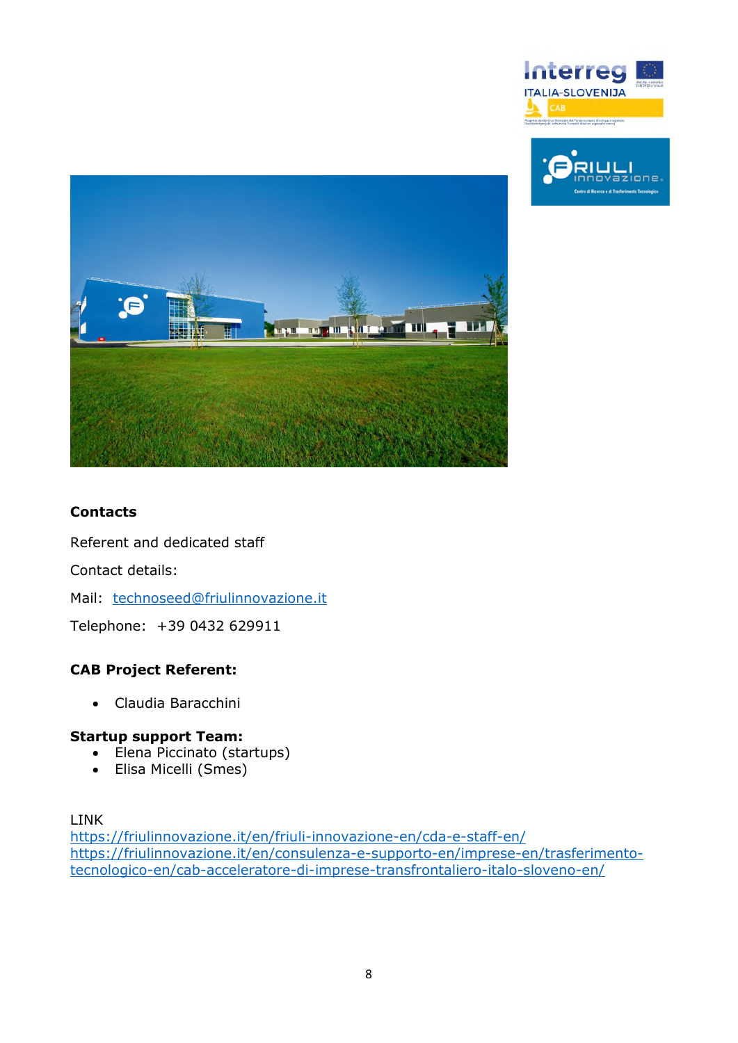**Contacts**

Referent and dedicated staff

Contact details:

Mail: [technoseed@friulinnovazione.it](mailto:technoseed@friulinnovazione.it)

Telephone: +39 0432 629911

**CAB Project Referent:**

- Claudia Baracchini

**Startup support Team:**

- Elena Piccinato (startups)
- Elisa Micelli (Smes)

LINK

https://friulinnovazione.it/en/friuli-innovazione-en/cda-e-staff-en/
https://friulinnovazione.it/en/consulenza-e-supporto-en/imprese-en/trasferimento-tecnologico-en/cab-acceleratore-di-imprese-transfrontaliero-italo-sloveno-en/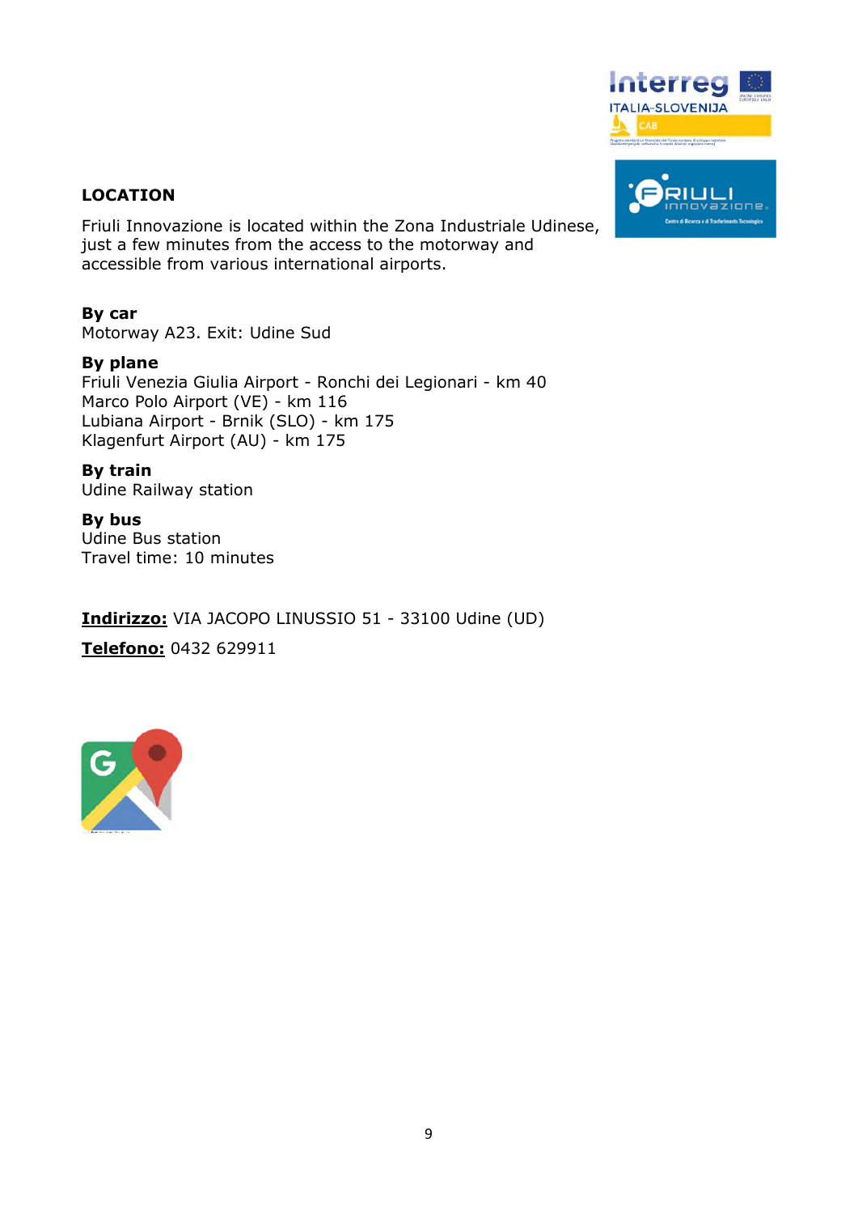## LOCATION

Friuli Innovazione is located within the Zona Industriale Udinese, just a few minutes from the access to the motorway and accessible from various international airports.

**By car**
Motorway A23. Exit: Udine Sud

**By plane**
Friuli Venezia Giulia Airport - Ronchi dei Legionari - km 40
Marco Polo Airport (VE) - km 116
Lubiana Airport - Brnik (SLO) - km 175
Klagenfurt Airport (AU) - km 175

**By train**
Udine Railway station

**By bus**
Udine Bus station
Travel time: 10 minutes

**Indirizzo:** VIA JACOPO LINUSSIO 51 - 33100 Udine (UD)

**Telefono:** 0432 629911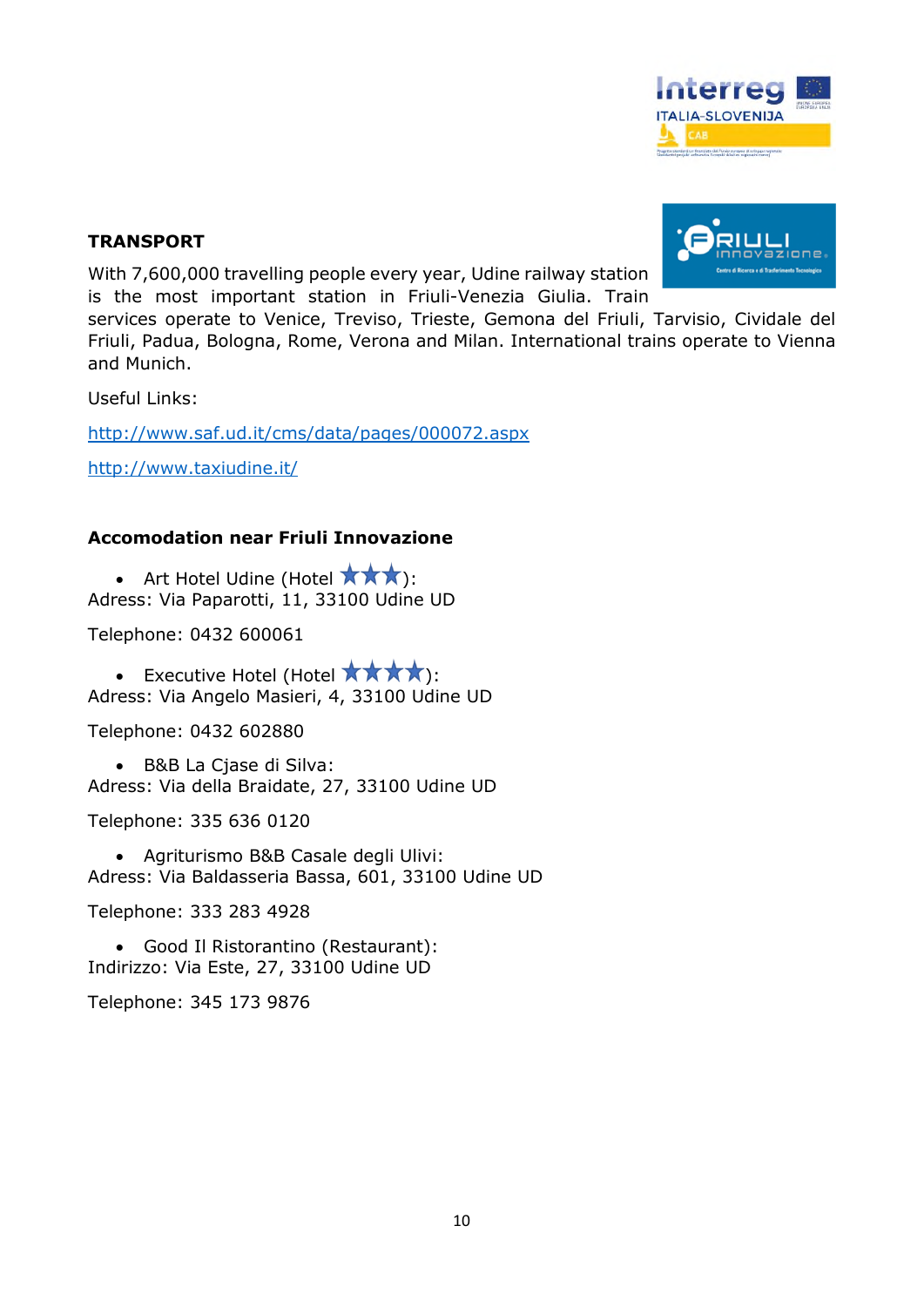**TRANSPORT**

With 7,600,000 travelling people every year, Udine railway station is the most important station in Friuli-Venezia Giulia. Train services operate to Venice, Treviso, Trieste, Gemona del Friuli, Tarvisio, Cividale del Friuli, Padua, Bologna, Rome, Verona and Milan. International trains operate to Vienna and Munich.

Useful Links:

http://www.saf.ud.it/cms/data/pages/000072.aspx

http://www.taxiudine.it/

**Accomodation near Friuli Innovazione**

- Art Hotel Udine (Hotel ★★★):

Adress: Via Paparotti, 11, 33100 Udine UD

Telephone: 0432 600061

- Executive Hotel (Hotel ★★★★):

Adress: Via Angelo Masieri, 4, 33100 Udine UD

Telephone: 0432 602880

- B&B La Cjase di Silva:

Adress: Via della Braidate, 27, 33100 Udine UD

Telephone: 335 636 0120

- Agriturismo B&B Casale degli Ulivi:

Adress: Via Baldasseria Bassa, 601, 33100 Udine UD

Telephone: 333 283 4928

- Good Il Ristorantino (Restaurant):

Indirizzo: Via Este, 27, 33100 Udine UD

Telephone: 345 173 9876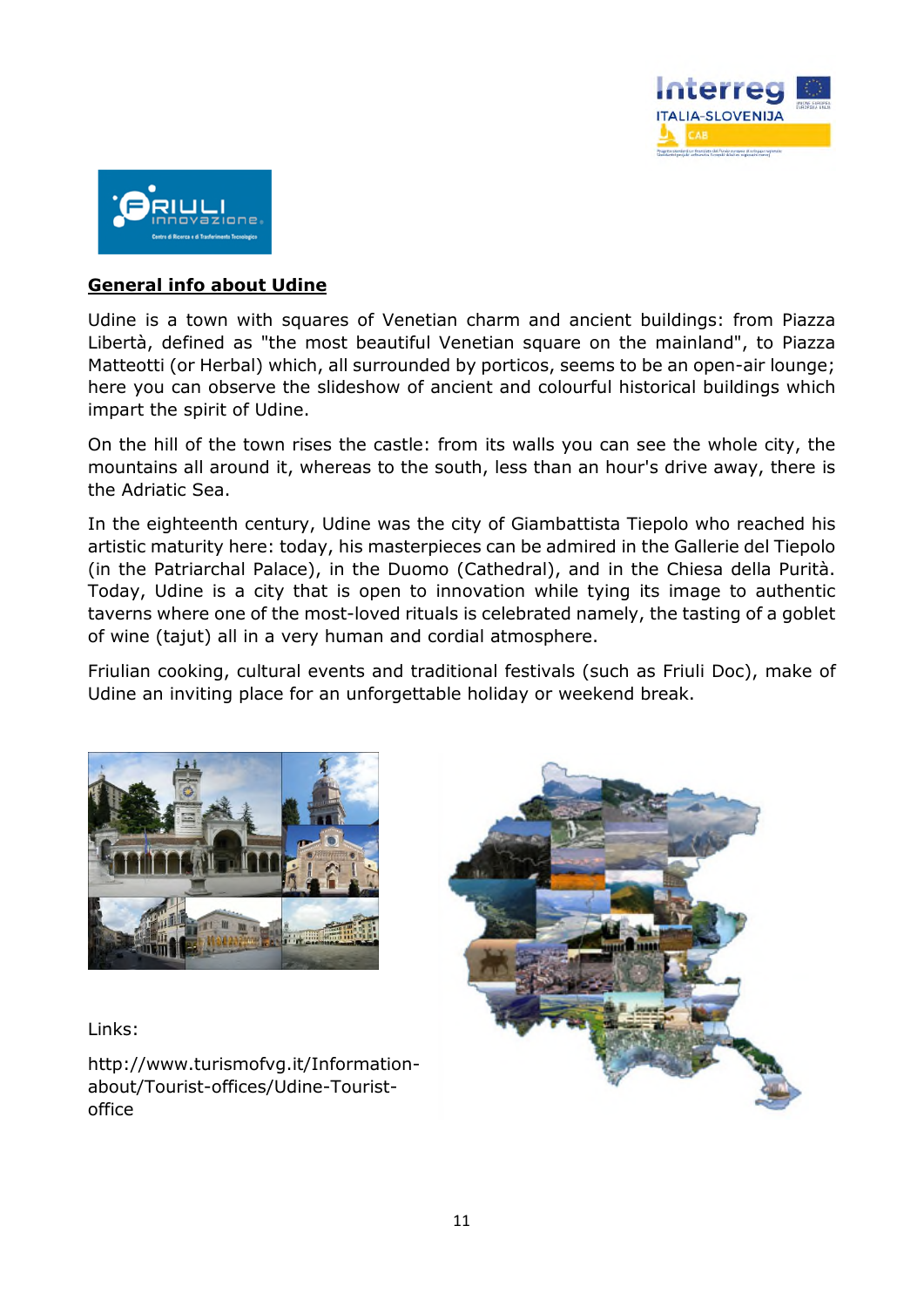## General info about Udine

Udine is a town with squares of Venetian charm and ancient buildings: from Piazza Libertà, defined as "the most beautiful Venetian square on the mainland", to Piazza Matteotti (or Herbal) which, all surrounded by porticos, seems to be an open-air lounge; here you can observe the slideshow of ancient and colourful historical buildings which impart the spirit of Udine.

On the hill of the town rises the castle: from its walls you can see the whole city, the mountains all around it, whereas to the south, less than an hour's drive away, there is the Adriatic Sea.

In the eighteenth century, Udine was the city of Giambattista Tiepolo who reached his artistic maturity here: today, his masterpieces can be admired in the Gallerie del Tiepolo (in the Patriarchal Palace), in the Duomo (Cathedral), and in the Chiesa della Purità. Today, Udine is a city that is open to innovation while tying its image to authentic taverns where one of the most-loved rituals is celebrated namely, the tasting of a goblet of wine (tajut) all in a very human and cordial atmosphere.

Friulian cooking, cultural events and traditional festivals (such as Friuli Doc), make of Udine an inviting place for an unforgettable holiday or weekend break.

Links:

http://www.turismofvg.it/Information-about/Tourist-offices/Udine-Tourist-office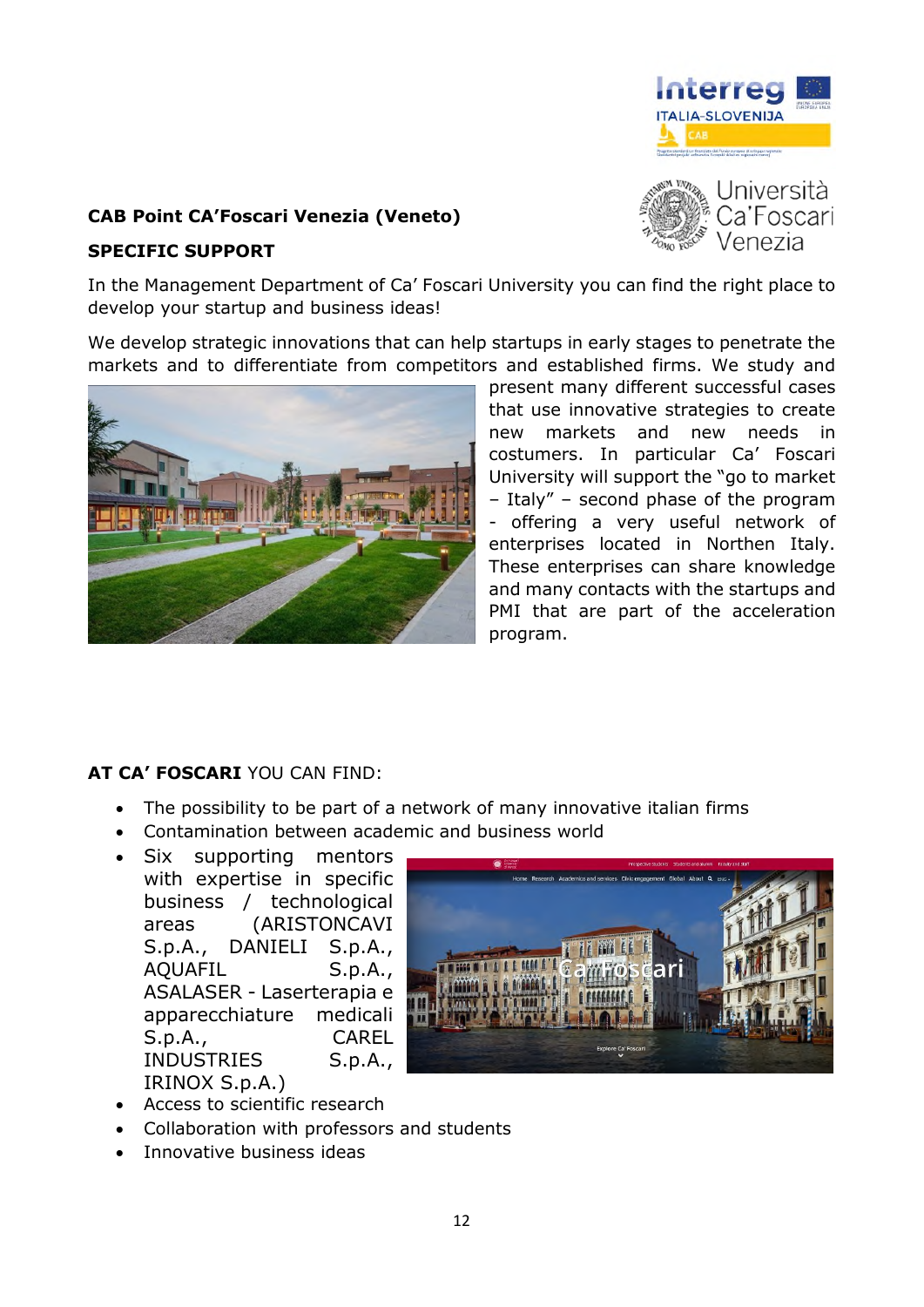**CAB Point CA'Foscari Venezia (Veneto)**

**SPECIFIC SUPPORT**

In the Management Department of Ca' Foscari University you can find the right place to develop your startup and business ideas!

We develop strategic innovations that can help startups in early stages to penetrate the markets and to differentiate from competitors and established firms. We study and present many different successful cases that use innovative strategies to create new markets and new needs in costumers. In particular Ca' Foscari University will support the "go to market – Italy" – second phase of the program - offering a very useful network of enterprises located in Northen Italy. These enterprises can share knowledge and many contacts with the startups and PMI that are part of the acceleration program.

**AT CA' FOSCARI** YOU CAN FIND:

- The possibility to be part of a network of many innovative italian firms
- Contamination between academic and business world
- Six supporting mentors with expertise in specific business / technological areas (ARISTONCAVI S.p.A., DANIELI S.p.A., AQUAFIL S.p.A., ASALASER - Laserterapia e apparecchiature medicali S.p.A., CAREL INDUSTRIES S.p.A., IRINOX S.p.A.)
- Access to scientific research
- Collaboration with professors and students
- Innovative business ideas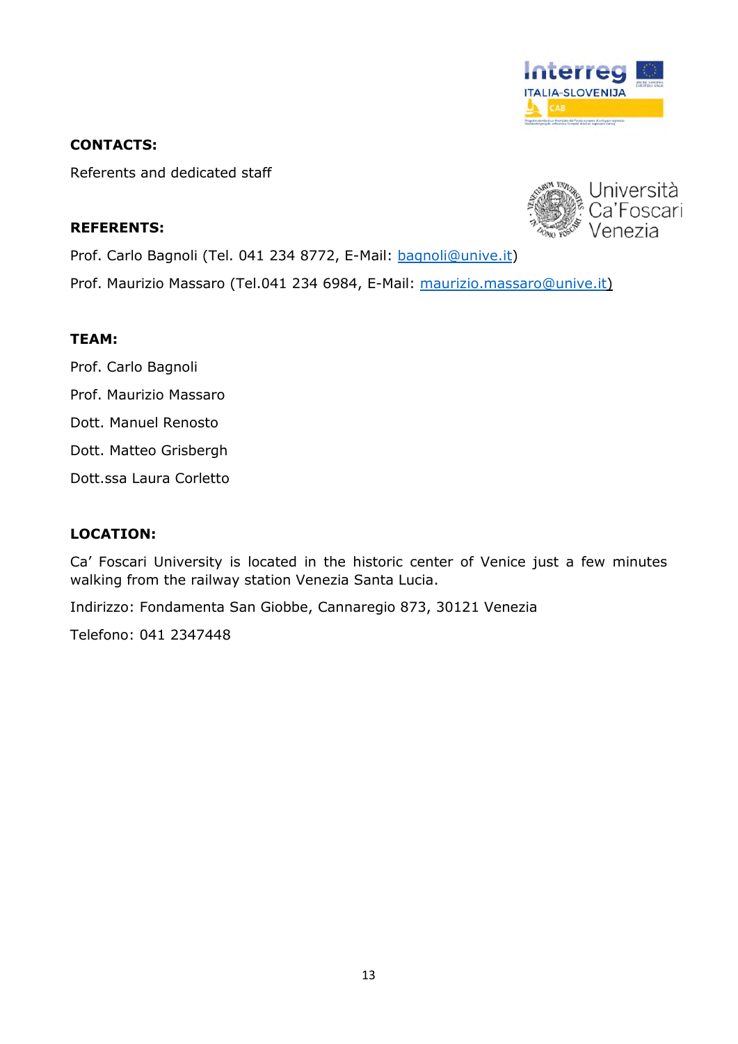**CONTACTS:**

Referents and dedicated staff

**REFERENTS:**

Prof. Carlo Bagnoli (Tel. 041 234 8772, E-Mail: bagnoli@unive.it)

Prof. Maurizio Massaro (Tel.041 234 6984, E-Mail: maurizio.massaro@unive.it)

**TEAM:**

Prof. Carlo Bagnoli

Prof. Maurizio Massaro

Dott. Manuel Renosto

Dott. Matteo Grisbergh

Dott.ssa Laura Corletto

**LOCATION:**

Ca' Foscari University is located in the historic center of Venice just a few minutes walking from the railway station Venezia Santa Lucia.

Indirizzo: Fondamenta San Giobbe, Cannaregio 873, 30121 Venezia

Telefono: 041 2347448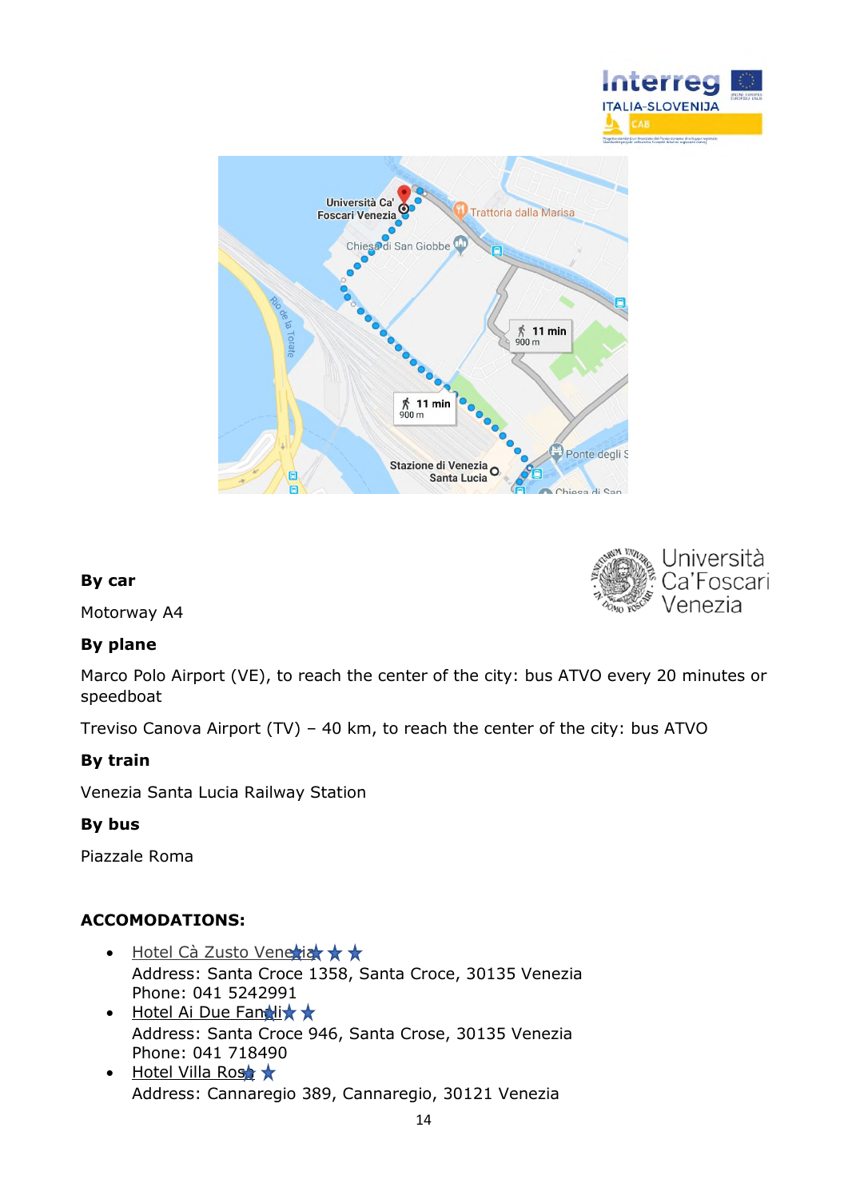**By car**

Motorway A4

**By plane**

Marco Polo Airport (VE), to reach the center of the city: bus ATVO every 20 minutes or speedboat

Treviso Canova Airport (TV) – 40 km, to reach the center of the city: bus ATVO

**By train**

Venezia Santa Lucia Railway Station

**By bus**

Piazzale Roma

**ACCOMODATIONS:**

- Hotel Cà Zusto Venezia ★★★★
  Address: Santa Croce 1358, Santa Croce, 30135 Venezia
  Phone: 041 5242991
- Hotel Ai Due Fanali ★★★
  Address: Santa Croce 946, Santa Crose, 30135 Venezia
  Phone: 041 718490
- Hotel Villa Rosa ★★
  Address: Cannaregio 389, Cannaregio, 30121 Venezia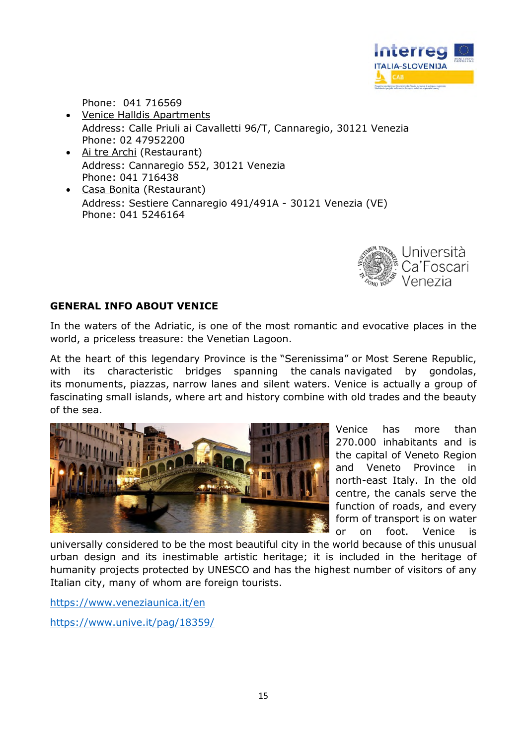Phone: 041 716569

- Venice Halldis Apartments
  Address: Calle Priuli ai Cavalletti 96/T, Cannaregio, 30121 Venezia
  Phone: 02 47952200
- Ai tre Archi (Restaurant)
  Address: Cannaregio 552, 30121 Venezia
  Phone: 041 716438
- Casa Bonita (Restaurant)
  Address: Sestiere Cannaregio 491/491A - 30121 Venezia (VE)
  Phone: 041 5246164

## GENERAL INFO ABOUT VENICE

In the waters of the Adriatic, is one of the most romantic and evocative places in the world, a priceless treasure: the Venetian Lagoon.

At the heart of this legendary Province is the "Serenissima" or Most Serene Republic, with its characteristic bridges spanning the canals navigated by gondolas, its monuments, piazzas, narrow lanes and silent waters. Venice is actually a group of fascinating small islands, where art and history combine with old trades and the beauty of the sea.

Venice has more than 270.000 inhabitants and is the capital of Veneto Region and Veneto Province in north-east Italy. In the old centre, the canals serve the function of roads, and every form of transport is on water or on foot. Venice is universally considered to be the most beautiful city in the world because of this unusual urban design and its inestimable artistic heritage; it is included in the heritage of humanity projects protected by UNESCO and has the highest number of visitors of any Italian city, many of whom are foreign tourists.

https://www.veneziaunica.it/en

https://www.unive.it/pag/18359/